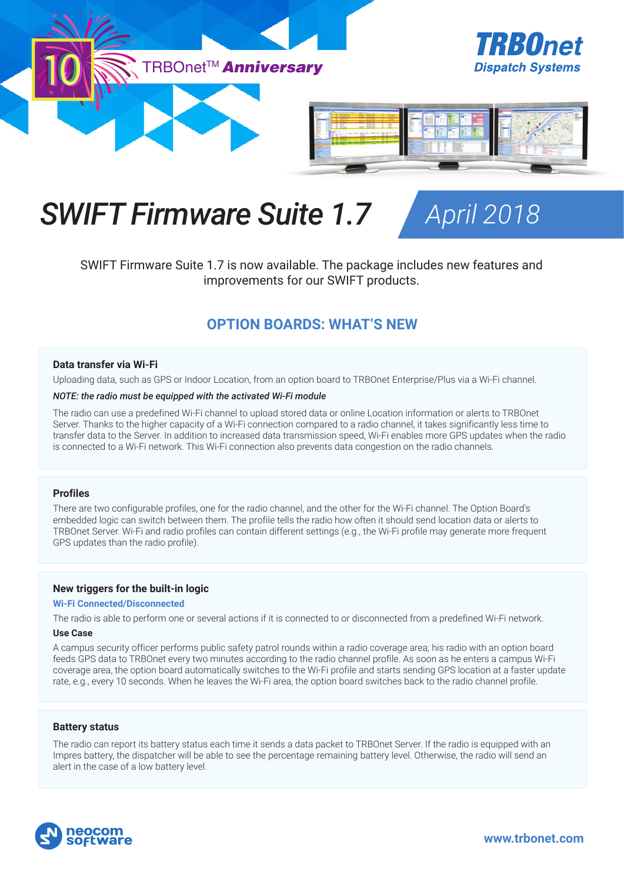10 TRBOnet™ **Anniversary**

**TRBOnet** *Dispatch Systems*

# *SWIFT Firmware Suite 1.7*

*April 2018*

SWIFT Firmware Suite 1.7 is now available. The package includes new features and improvements for our SWIFT products.

## OPTION BOARDS: WHAT'S NEW

### Data transfer via Wi-Fi

Uploading data, such as GPS or Indoor Location, from an option board to TRBOnet Enterprise/Plus via a Wi-Fi channel.

***NOTE: the radio must be equipped with the activated Wi-Fi module***

The radio can use a predefined Wi-Fi channel to upload stored data or online Location information or alerts to TRBOnet Server. Thanks to the higher capacity of a Wi-Fi connection compared to a radio channel, it takes significantly less time to transfer data to the Server. In addition to increased data transmission speed, Wi-Fi enables more GPS updates when the radio is connected to a Wi-Fi network. This Wi-Fi connection also prevents data congestion on the radio channels.

### Profiles

There are two configurable profiles, one for the radio channel, and the other for the Wi-Fi channel. The Option Board's embedded logic can switch between them. The profile tells the radio how often it should send location data or alerts to TRBOnet Server. Wi-Fi and radio profiles can contain different settings (e.g., the Wi-Fi profile may generate more frequent GPS updates than the radio profile).

### New triggers for the built-in logic

**Wi-Fi Connected/Disconnected**

The radio is able to perform one or several actions if it is connected to or disconnected from a predefined Wi-Fi network.

**Use Case**

A campus security officer performs public safety patrol rounds within a radio coverage area; his radio with an option board feeds GPS data to TRBOnet every two minutes according to the radio channel profile. As soon as he enters a campus Wi-Fi coverage area, the option board automatically switches to the Wi-Fi profile and starts sending GPS location at a faster update rate, e.g., every 10 seconds. When he leaves the Wi-Fi area, the option board switches back to the radio channel profile.

### Battery status

The radio can report its battery status each time it sends a data packet to TRBOnet Server. If the radio is equipped with an Impres battery, the dispatcher will be able to see the percentage remaining battery level. Otherwise, the radio will send an alert in the case of a low battery level.

neocom software

www.trbonet.com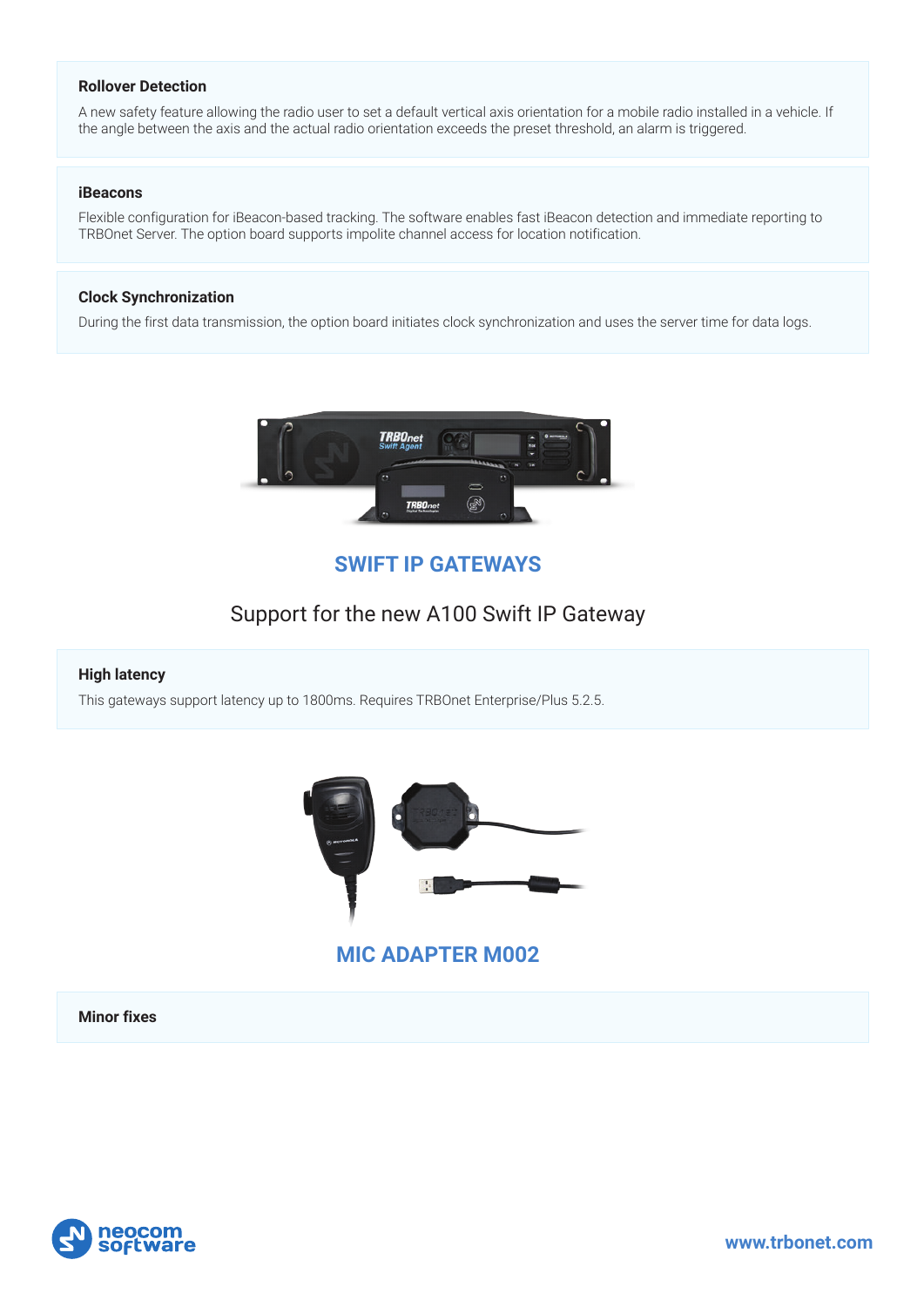### Rollover Detection

A new safety feature allowing the radio user to set a default vertical axis orientation for a mobile radio installed in a vehicle. If the angle between the axis and the actual radio orientation exceeds the preset threshold, an alarm is triggered.

### iBeacons

Flexible configuration for iBeacon-based tracking. The software enables fast iBeacon detection and immediate reporting to TRBOnet Server. The option board supports impolite channel access for location notification.

### Clock Synchronization

During the first data transmission, the option board initiates clock synchronization and uses the server time for data logs.

## SWIFT IP GATEWAYS

Support for the new A100 Swift IP Gateway

### High latency

This gateways support latency up to 1800ms. Requires TRBOnet Enterprise/Plus 5.2.5.

## MIC ADAPTER M002

### Minor fixes

neocom software

www.trbonet.com